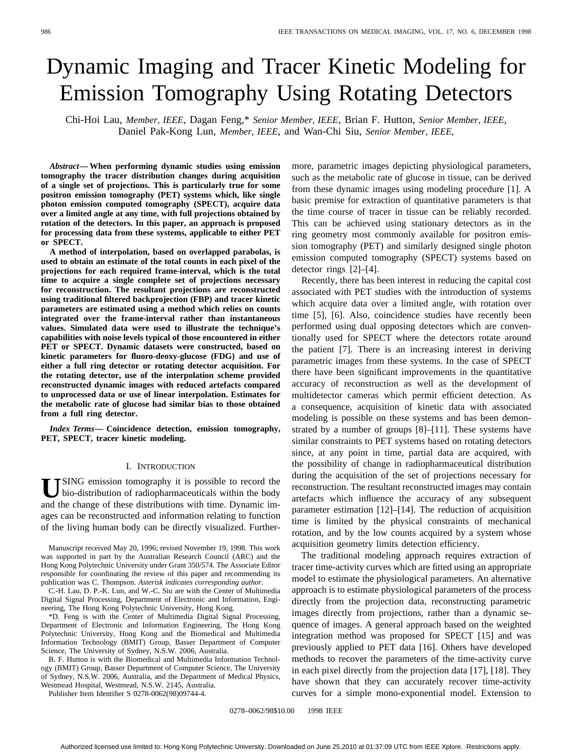# Dynamic Imaging and Tracer Kinetic Modeling for Emission Tomography Using Rotating Detectors

Chi-Hoi Lau, *Member, IEEE*, Dagan Feng,* *Senior Member, IEEE*, Brian F. Hutton, *Senior Member, IEEE*, Daniel Pak-Kong Lun, *Member, IEEE*, and Wan-Chi Siu, *Senior Member, IEEE,*

***Abstract*— When performing dynamic studies using emission tomography the tracer distribution changes during acquisition of a single set of projections. This is particularly true for some positron emission tomography (PET) systems which, like single photon emission computed tomography (SPECT), acquire data over a limited angle at any time, with full projections obtained by rotation of the detectors. In this paper, an approach is proposed for processing data from these systems, applicable to either PET or SPECT.**

**A method of interpolation, based on overlapped parabolas, is used to obtain an estimate of the total counts in each pixel of the projections for each required frame-interval, which is the total time to acquire a single complete set of projections necessary for reconstruction. The resultant projections are reconstructed using traditional filtered backprojection (FBP) and tracer kinetic parameters are estimated using a method which relies on counts integrated over the frame-interval rather than instantaneous values. Simulated data were used to illustrate the technique's capabilities with noise levels typical of those encountered in either PET or SPECT. Dynamic datasets were constructed, based on kinetic parameters for fluoro-deoxy-glucose (FDG) and use of either a full ring detector or rotating detector acquisition. For the rotating detector, use of the interpolation scheme provided reconstructed dynamic images with reduced artefacts compared to unprocessed data or use of linear interpolation. Estimates for the metabolic rate of glucose had similar bias to those obtained from a full ring detector.**

***Index Terms*— Coincidence detection, emission tomography, PET, SPECT, tracer kinetic modeling.**

## I. Introduction

USING emission tomography it is possible to record the bio-distribution of radiopharmaceuticals within the body and the change of these distributions with time. Dynamic images can be reconstructed and information relating to function of the living human body can be directly visualized. Furthermore, parametric images depicting physiological parameters, such as the metabolic rate of glucose in tissue, can be derived from these dynamic images using modeling procedure [1]. A basic premise for extraction of quantitative parameters is that the time course of tracer in tissue can be reliably recorded. This can be achieved using stationary detectors as in the ring geometry most commonly available for positron emission tomography (PET) and similarly designed single photon emission computed tomography (SPECT) systems based on detector rings [2]–[4].

Recently, there has been interest in reducing the capital cost associated with PET studies with the introduction of systems which acquire data over a limited angle, with rotation over time [5], [6]. Also, coincidence studies have recently been performed using dual opposing detectors which are conventionally used for SPECT where the detectors rotate around the patient [7]. There is an increasing interest in deriving parametric images from these systems. In the case of SPECT there have been significant improvements in the quantitative accuracy of reconstruction as well as the development of multidetector cameras which permit efficient detection. As a consequence, acquisition of kinetic data with associated modeling is possible on these systems and has been demonstrated by a number of groups [8]–[11]. These systems have similar constraints to PET systems based on rotating detectors since, at any point in time, partial data are acquired, with the possibility of change in radiopharmaceutical distribution during the acquisition of the set of projections necessary for reconstruction. The resultant reconstructed images may contain artefacts which influence the accuracy of any subsequent parameter estimation [12]–[14]. The reduction of acquisition time is limited by the physical constraints of mechanical rotation, and by the low counts acquired by a system whose acquisition geometry limits detection efficiency.

The traditional modeling approach requires extraction of tracer time-activity curves which are fitted using an appropriate model to estimate the physiological parameters. An alternative approach is to estimate physiological parameters of the process directly from the projection data, reconstructing parametric images directly from projections, rather than a dynamic sequence of images. A general approach based on the weighted integration method was proposed for SPECT [15] and was previously applied to PET data [16]. Others have developed methods to recover the parameters of the time-activity curve in each pixel directly from the projection data [17], [18]. They have shown that they can accurately recover time-activity curves for a simple mono-exponential model. Extension to

Manuscript received May 20, 1996; revised November 19, 1998. This work was supported in part by the Australian Research Council (ARC) and the Hong Kong Polytechnic University under Grant 350/574. The Associate Editor responsible for coordinating the review of this paper and recommending its publication was C. Thompson. *Asterisk indicates corresponding author.*

C.-H. Lau, D. P.-K. Lun, and W.-C. Siu are with the Center of Multimedia Digital Signal Processing, Department of Electronic and Information, Engineering, The Hong Kong Polytechnic University, Hong Kong.

*D. Feng is with the Center of Multimedia Digital Signal Processing, Department of Electronic and Information Engineering, The Hong Kong Polytechnic University, Hong Kong and the Biomedical and Multimedia Information Technology (BMIT) Group, Basser Department of Computer Science, The University of Sydney, N.S.W. 2006, Australia.

B. F. Hutton is with the Biomedical and Multimedia Information Technology (BMIT) Group, Basser Department of Computer Science, The University of Sydney, N.S.W. 2006, Australia, and the Department of Medical Physics, Westmead Hospital, Westmead, N.S.W. 2145, Australia.

Publisher Item Identifier S 0278-0062(98)09744-4.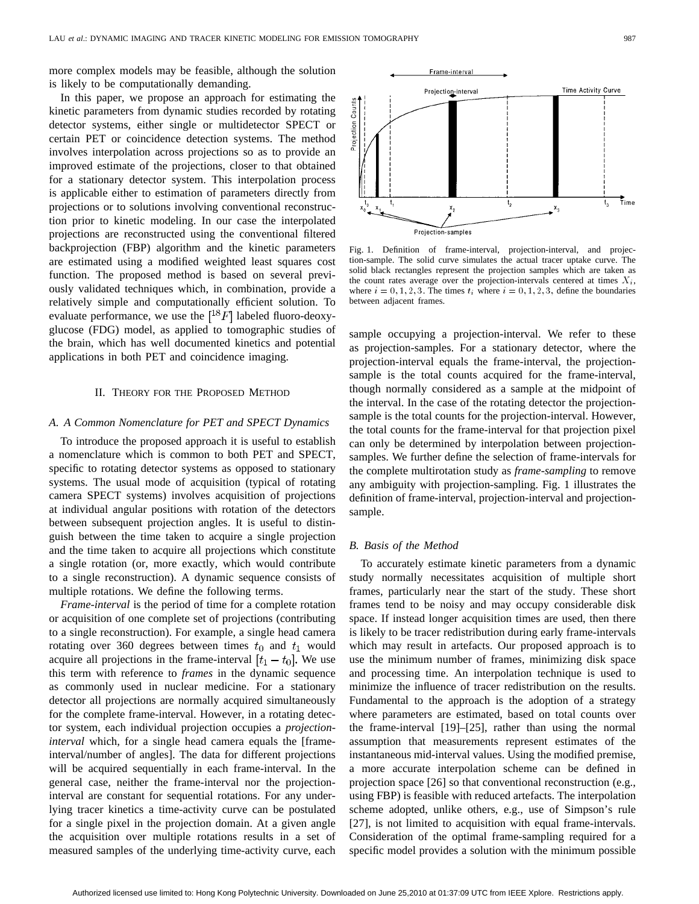more complex models may be feasible, although the solution is likely to be computationally demanding.

In this paper, we propose an approach for estimating the kinetic parameters from dynamic studies recorded by rotating detector systems, either single or multidetector SPECT or certain PET or coincidence detection systems. The method involves interpolation across projections so as to provide an improved estimate of the projections, closer to that obtained for a stationary detector system. This interpolation process is applicable either to estimation of parameters directly from projections or to solutions involving conventional reconstruction prior to kinetic modeling. In our case the interpolated projections are reconstructed using the conventional filtered backprojection (FBP) algorithm and the kinetic parameters are estimated using a modified weighted least squares cost function. The proposed method is based on several previously validated techniques which, in combination, provide a relatively simple and computationally efficient solution. To evaluate performance, we use the $[^{18}F]$ labeled fluoro-deoxy-glucose (FDG) model, as applied to tomographic studies of the brain, which has well documented kinetics and potential applications in both PET and coincidence imaging.

## II. Theory for the Proposed Method

### A. A Common Nomenclature for PET and SPECT Dynamics

To introduce the proposed approach it is useful to establish a nomenclature which is common to both PET and SPECT, specific to rotating detector systems as opposed to stationary systems. The usual mode of acquisition (typical of rotating camera SPECT systems) involves acquisition of projections at individual angular positions with rotation of the detectors between subsequent projection angles. It is useful to distinguish between the time taken to acquire a single projection and the time taken to acquire all projections which constitute a single rotation (or, more exactly, which would contribute to a single reconstruction). A dynamic sequence consists of multiple rotations. We define the following terms.

*Frame-interval* is the period of time for a complete rotation or acquisition of one complete set of projections (contributing to a single reconstruction). For example, a single head camera rotating over 360 degrees between times $t_0$ and $t_1$ would acquire all projections in the frame-interval $[t_1 - t_0]$. We use this term with reference to *frames* in the dynamic sequence as commonly used in nuclear medicine. For a stationary detector all projections are normally acquired simultaneously for the complete frame-interval. However, in a rotating detector system, each individual projection occupies a *projection-interval* which, for a single head camera equals the [frame-interval/number of angles]. The data for different projections will be acquired sequentially in each frame-interval. In the general case, neither the frame-interval nor the projection-interval are constant for sequential rotations. For any underlying tracer kinetics a time-activity curve can be postulated for a single pixel in the projection domain. At a given angle the acquisition over multiple rotations results in a set of measured samples of the underlying time-activity curve, each sample occupying a projection-interval. We refer to these as projection-samples. For a stationary detector, where the projection-interval equals the frame-interval, the projection-sample is the total counts acquired for the frame-interval, though normally considered as a sample at the midpoint of the interval. In the case of the rotating detector the projection-sample is the total counts for the projection-interval. However, the total counts for the frame-interval for that projection pixel can only be determined by interpolation between projection-samples. We further define the selection of frame-intervals for the complete multirotation study as *frame-sampling* to remove any ambiguity with projection-sampling. Fig. 1 illustrates the definition of frame-interval, projection-interval and projection-sample.

Frame-interval
Projection-interval
Time Activity Curve
Projection Counts
$t_0$ $x_0$ $x_1$ $t_1$ $x_2$ $t_2$ $x_3$ $t_3$ Time
Projection-samples

Fig. 1. Definition of frame-interval, projection-interval, and projection-sample. The solid curve simulates the actual tracer uptake curve. The solid black rectangles represent the projection samples which are taken as the count rates average over the projection-intervals centered at times $X_i$, where $i = 0, 1, 2, 3$. The times $t_i$ where $i = 0, 1, 2, 3$, define the boundaries between adjacent frames.

### B. Basis of the Method

To accurately estimate kinetic parameters from a dynamic study normally necessitates acquisition of multiple short frames, particularly near the start of the study. These short frames tend to be noisy and may occupy considerable disk space. If instead longer acquisition times are used, then there is likely to be tracer redistribution during early frame-intervals which may result in artefacts. Our proposed approach is to use the minimum number of frames, minimizing disk space and processing time. An interpolation technique is used to minimize the influence of tracer redistribution on the results. Fundamental to the approach is the adoption of a strategy where parameters are estimated, based on total counts over the frame-interval [19]–[25], rather than using the normal assumption that measurements represent estimates of the instantaneous mid-interval values. Using the modified premise, a more accurate interpolation scheme can be defined in projection space [26] so that conventional reconstruction (e.g., using FBP) is feasible with reduced artefacts. The interpolation scheme adopted, unlike others, e.g., use of Simpson's rule [27], is not limited to acquisition with equal frame-intervals. Consideration of the optimal frame-sampling required for a specific model provides a solution with the minimum possible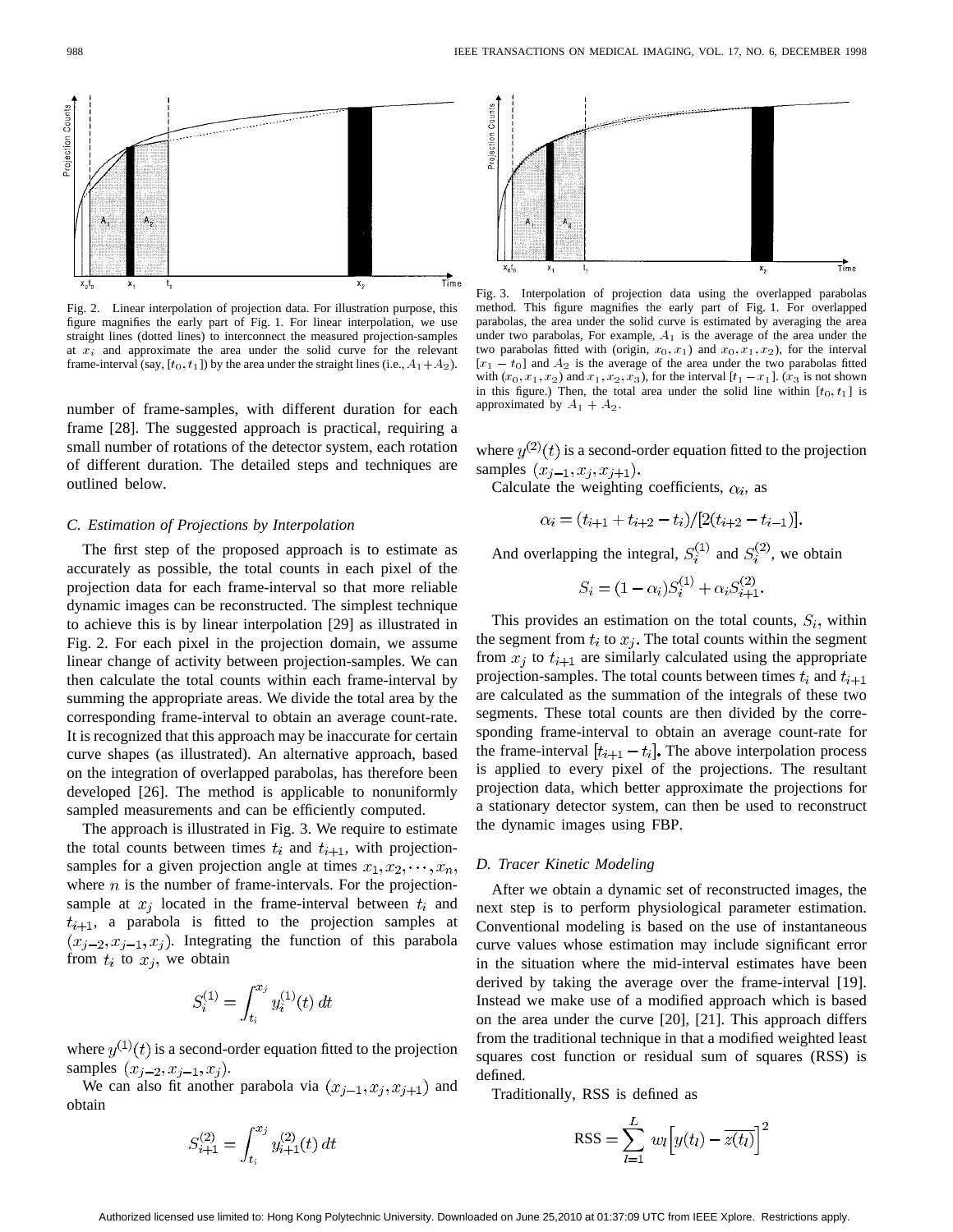Fig. 2. Linear interpolation of projection data. For illustration purpose, this figure magnifies the early part of Fig. 1. For linear interpolation, we use straight lines (dotted lines) to interconnect the measured projection-samples at $x_i$ and approximate the area under the solid curve for the relevant frame-interval (say, $[t_0, t_1]$) by the area under the straight lines (i.e., $A_1 + A_2$).

number of frame-samples, with different duration for each frame [28]. The suggested approach is practical, requiring a small number of rotations of the detector system, each rotation of different duration. The detailed steps and techniques are outlined below.

### C. Estimation of Projections by Interpolation

The first step of the proposed approach is to estimate as accurately as possible, the total counts in each pixel of the projection data for each frame-interval so that more reliable dynamic images can be reconstructed. The simplest technique to achieve this is by linear interpolation [29] as illustrated in Fig. 2. For each pixel in the projection domain, we assume linear change of activity between projection-samples. We can then calculate the total counts within each frame-interval by summing the appropriate areas. We divide the total area by the corresponding frame-interval to obtain an average count-rate. It is recognized that this approach may be inaccurate for certain curve shapes (as illustrated). An alternative approach, based on the integration of overlapped parabolas, has therefore been developed [26]. The method is applicable to nonuniformly sampled measurements and can be efficiently computed.

The approach is illustrated in Fig. 3. We require to estimate the total counts between times $t_i$ and $t_{i+1}$, with projection-samples for a given projection angle at times $x_1, x_2, \cdots, x_n$, where $n$ is the number of frame-intervals. For the projection-sample at $x_j$ located in the frame-interval between $t_i$ and $t_{i+1}$, a parabola is fitted to the projection samples at $(x_{j-2}, x_{j-1}, x_j)$. Integrating the function of this parabola from $t_i$ to $x_j$, we obtain

$$S_i^{(1)} = \int_{t_i}^{x_j} y_i^{(1)}(t)\, dt$$

where $y^{(1)}(t)$ is a second-order equation fitted to the projection samples $(x_{j-2}, x_{j-1}, x_j)$.

We can also fit another parabola via $(x_{j-1}, x_j, x_{j+1})$ and obtain

$$S_{i+1}^{(2)} = \int_{t_i}^{x_j} y_{i+1}^{(2)}(t)\, dt$$

Fig. 3. Interpolation of projection data using the overlapped parabolas method. This figure magnifies the early part of Fig. 1. For overlapped parabolas, the area under the solid curve is estimated by averaging the area under two parabolas, For example, $A_1$ is the average of the area under the two parabolas fitted with (origin, $x_0, x_1$) and $x_0, x_1, x_2$), for the interval $[x_1 - t_0]$ and $A_2$ is the average of the area under the two parabolas fitted with $(x_0, x_1, x_2)$ and $x_1, x_2, x_3$), for the interval $[t_1 - x_1]$. ($x_3$ is not shown in this figure.) Then, the total area under the solid line within $[t_0, t_1]$ is approximated by $A_1 + A_2$.

where $y^{(2)}(t)$ is a second-order equation fitted to the projection samples $(x_{j-1}, x_j, x_{j+1})$.

Calculate the weighting coefficients, $\alpha_i$, as

$$\alpha_i = (t_{i+1} + t_{i+2} - t_i)/[2(t_{i+2} - t_{i-1})].$$

And overlapping the integral, $S_i^{(1)}$ and $S_i^{(2)}$, we obtain

$$S_i = (1 - \alpha_i) S_i^{(1)} + \alpha_i S_{i+1}^{(2)}.$$

This provides an estimation on the total counts, $S_i$, within the segment from $t_i$ to $x_j$. The total counts within the segment from $x_j$ to $t_{i+1}$ are similarly calculated using the appropriate projection-samples. The total counts between times $t_i$ and $t_{i+1}$ are calculated as the summation of the integrals of these two segments. These total counts are then divided by the corresponding frame-interval to obtain an average count-rate for the frame-interval $[t_{i+1} - t_i]$. The above interpolation process is applied to every pixel of the projections. The resultant projection data, which better approximate the projections for a stationary detector system, can then be used to reconstruct the dynamic images using FBP.

### D. Tracer Kinetic Modeling

After we obtain a dynamic set of reconstructed images, the next step is to perform physiological parameter estimation. Conventional modeling is based on the use of instantaneous curve values whose estimation may include significant error in the situation where the mid-interval estimates have been derived by taking the average over the frame-interval [19]. Instead we make use of a modified approach which is based on the area under the curve [20], [21]. This approach differs from the traditional technique in that a modified weighted least squares cost function or residual sum of squares (RSS) is defined.

Traditionally, RSS is defined as

$$\text{RSS} = \sum_{l=1}^{L} w_l \Big[ y(t_l) - \overline{z(t_l)} \Big]^2$$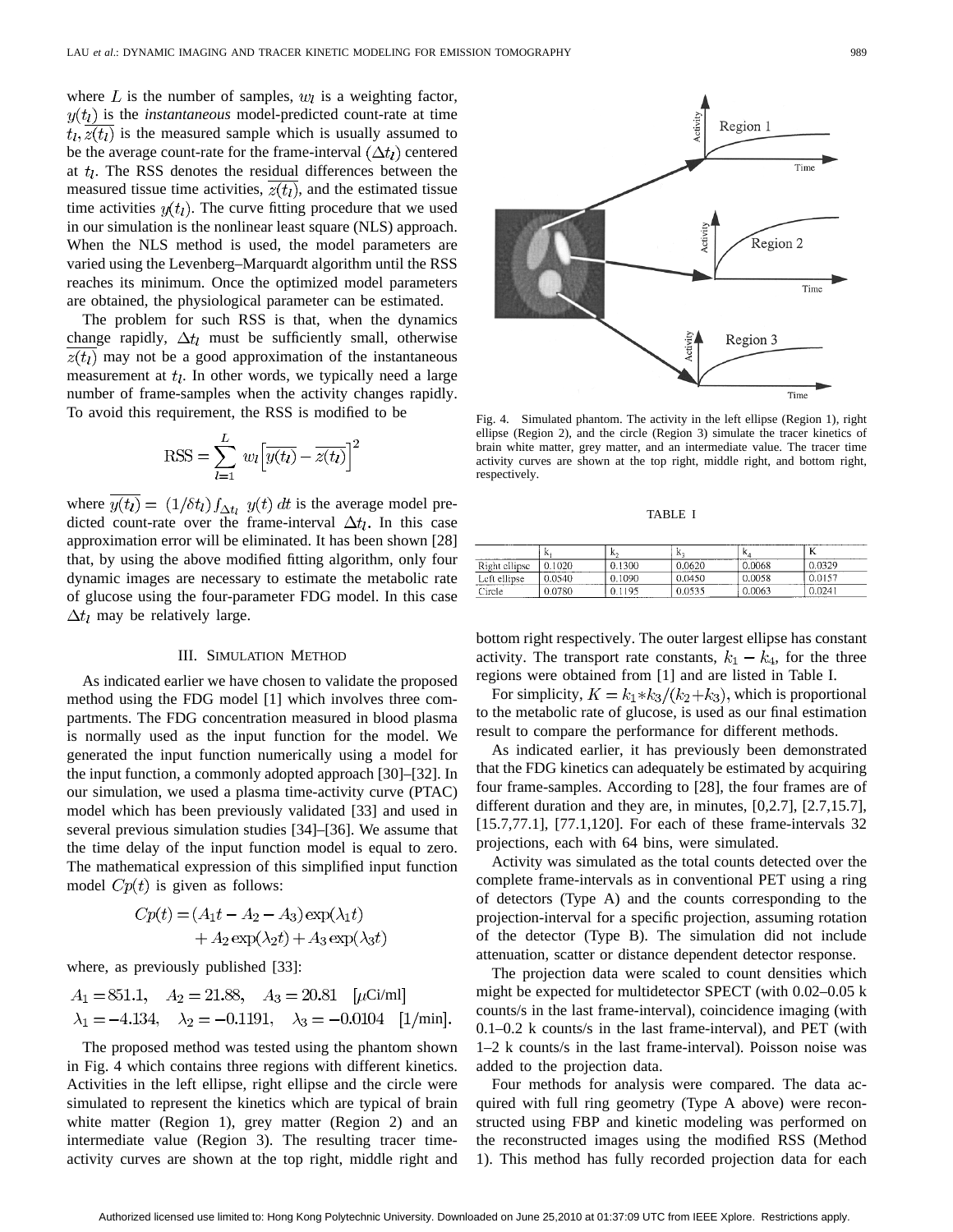where $L$ is the number of samples, $w_l$ is a weighting factor, $y(t_l)$ is the *instantaneous* model-predicted count-rate at time $t_l$, $\overline{z(t_l)}$ is the measured sample which is usually assumed to be the average count-rate for the frame-interval $(\Delta t_l)$ centered at $t_l$. The RSS denotes the residual differences between the measured tissue time activities, $\overline{z(t_l)}$, and the estimated tissue time activities $y(t_l)$. The curve fitting procedure that we used in our simulation is the nonlinear least square (NLS) approach. When the NLS method is used, the model parameters are varied using the Levenberg–Marquardt algorithm until the RSS reaches its minimum. Once the optimized model parameters are obtained, the physiological parameter can be estimated.

The problem for such RSS is that, when the dynamics change rapidly, $\Delta t_l$ must be sufficiently small, otherwise $\overline{z(t_l)}$ may not be a good approximation of the instantaneous measurement at $t_l$. In other words, we typically need a large number of frame-samples when the activity changes rapidly. To avoid this requirement, the RSS is modified to be

$$\text{RSS} = \sum_{l=1}^{L} w_l \left[ \overline{y(t_l)} - \overline{z(t_l)} \right]^2$$

where $\overline{y(t_l)} = (1/\delta t_l) \int_{\Delta t_l} y(t)\, dt$ is the average model predicted count-rate over the frame-interval $\Delta t_l$. In this case approximation error will be eliminated. It has been shown [28] that, by using the above modified fitting algorithm, only four dynamic images are necessary to estimate the metabolic rate of glucose using the four-parameter FDG model. In this case $\Delta t_l$ may be relatively large.

## III. Simulation Method

As indicated earlier we have chosen to validate the proposed method using the FDG model [1] which involves three compartments. The FDG concentration measured in blood plasma is normally used as the input function for the model. We generated the input function numerically using a model for the input function, a commonly adopted approach [30]–[32]. In our simulation, we used a plasma time-activity curve (PTAC) model which has been previously validated [33] and used in several previous simulation studies [34]–[36]. We assume that the time delay of the input function model is equal to zero. The mathematical expression of this simplified input function model $Cp(t)$ is given as follows:

$$\begin{aligned} Cp(t) = & (A_1 t - A_2 - A_3)\exp(\lambda_1 t) \\ & + A_2 \exp(\lambda_2 t) + A_3 \exp(\lambda_3 t) \end{aligned}$$

where, as previously published [33]:

$$\begin{aligned} & A_1 = 851.1, \quad A_2 = 21.88, \quad A_3 = 20.81 \quad [\mu\text{Ci/ml}] \\ & \lambda_1 = -4.134, \quad \lambda_2 = -0.1191, \quad \lambda_3 = -0.0104 \quad [1/\text{min}]. \end{aligned}$$

The proposed method was tested using the phantom shown in Fig. 4 which contains three regions with different kinetics. Activities in the left ellipse, right ellipse and the circle were simulated to represent the kinetics which are typical of brain white matter (Region 1), grey matter (Region 2) and an intermediate value (Region 3). The resulting tracer time-activity curves are shown at the top right, middle right and bottom right respectively. The outer largest ellipse has constant activity. The transport rate constants, $k_1 - k_4$, for the three regions were obtained from [1] and are listed in Table I.

Fig. 4. Simulated phantom. The activity in the left ellipse (Region 1), right ellipse (Region 2), and the circle (Region 3) simulate the tracer kinetics of brain white matter, grey matter, and an intermediate value. The tracer time activity curves are shown at the top right, middle right, and bottom right, respectively.

TABLE I

| | $k_1$ | $k_2$ | $k_3$ | $k_4$ | K |
|---|---|---|---|---|---|
| Right ellipse | 0.1020 | 0.1300 | 0.0620 | 0.0068 | 0.0329 |
| Left ellipse | 0.0540 | 0.1090 | 0.0450 | 0.0058 | 0.0157 |
| Circle | 0.0780 | 0.1195 | 0.0535 | 0.0063 | 0.0241 |

For simplicity, $K = k_1 * k_3/(k_2 + k_3)$, which is proportional to the metabolic rate of glucose, is used as our final estimation result to compare the performance for different methods.

As indicated earlier, it has previously been demonstrated that the FDG kinetics can adequately be estimated by acquiring four frame-samples. According to [28], the four frames are of different duration and they are, in minutes, [0,2.7], [2.7,15.7], [15.7,77.1], [77.1,120]. For each of these frame-intervals 32 projections, each with 64 bins, were simulated.

Activity was simulated as the total counts detected over the complete frame-intervals as in conventional PET using a ring of detectors (Type A) and the counts corresponding to the projection-interval for a specific projection, assuming rotation of the detector (Type B). The simulation did not include attenuation, scatter or distance dependent detector response.

The projection data were scaled to count densities which might be expected for multidetector SPECT (with 0.02–0.05 k counts/s in the last frame-interval), coincidence imaging (with 0.1–0.2 k counts/s in the last frame-interval), and PET (with 1–2 k counts/s in the last frame-interval). Poisson noise was added to the projection data.

Four methods for analysis were compared. The data acquired with full ring geometry (Type A above) were reconstructed using FBP and kinetic modeling was performed on the reconstructed images using the modified RSS (Method 1). This method has fully recorded projection data for each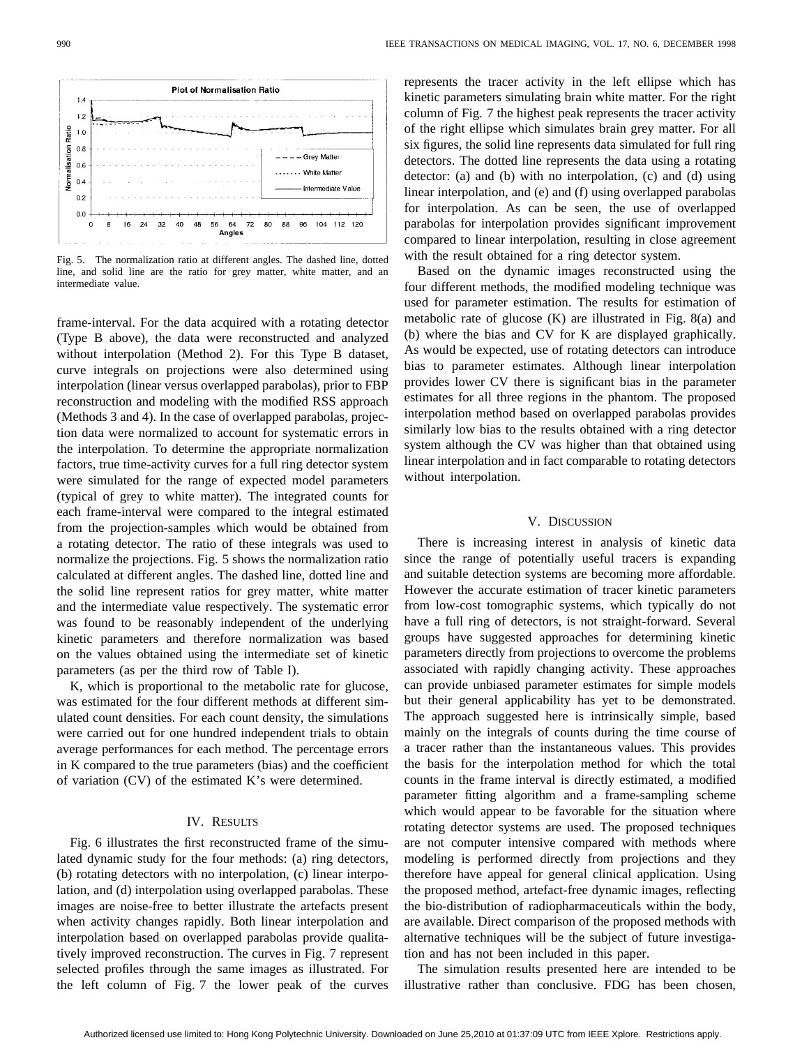Fig. 5. The normalization ratio at different angles. The dashed line, dotted line, and solid line are the ratio for grey matter, white matter, and an intermediate value.

frame-interval. For the data acquired with a rotating detector (Type B above), the data were reconstructed and analyzed without interpolation (Method 2). For this Type B dataset, curve integrals on projections were also determined using interpolation (linear versus overlapped parabolas), prior to FBP reconstruction and modeling with the modified RSS approach (Methods 3 and 4). In the case of overlapped parabolas, projection data were normalized to account for systematic errors in the interpolation. To determine the appropriate normalization factors, true time-activity curves for a full ring detector system were simulated for the range of expected model parameters (typical of grey to white matter). The integrated counts for each frame-interval were compared to the integral estimated from the projection-samples which would be obtained from a rotating detector. The ratio of these integrals was used to normalize the projections. Fig. 5 shows the normalization ratio calculated at different angles. The dashed line, dotted line and the solid line represent ratios for grey matter, white matter and the intermediate value respectively. The systematic error was found to be reasonably independent of the underlying kinetic parameters and therefore normalization was based on the values obtained using the intermediate set of kinetic parameters (as per the third row of Table I).

K, which is proportional to the metabolic rate for glucose, was estimated for the four different methods at different simulated count densities. For each count density, the simulations were carried out for one hundred independent trials to obtain average performances for each method. The percentage errors in K compared to the true parameters (bias) and the coefficient of variation (CV) of the estimated K's were determined.

## IV. Results

Fig. 6 illustrates the first reconstructed frame of the simulated dynamic study for the four methods: (a) ring detectors, (b) rotating detectors with no interpolation, (c) linear interpolation, and (d) interpolation using overlapped parabolas. These images are noise-free to better illustrate the artefacts present when activity changes rapidly. Both linear interpolation and interpolation based on overlapped parabolas provide qualitatively improved reconstruction. The curves in Fig. 7 represent selected profiles through the same images as illustrated. For the left column of Fig. 7 the lower peak of the curves represents the tracer activity in the left ellipse which has kinetic parameters simulating brain white matter. For the right column of Fig. 7 the highest peak represents the tracer activity of the right ellipse which simulates brain grey matter. For all six figures, the solid line represents data simulated for full ring detectors. The dotted line represents the data using a rotating detector: (a) and (b) with no interpolation, (c) and (d) using linear interpolation, and (e) and (f) using overlapped parabolas for interpolation. As can be seen, the use of overlapped parabolas for interpolation provides significant improvement compared to linear interpolation, resulting in close agreement with the result obtained for a ring detector system.

Based on the dynamic images reconstructed using the four different methods, the modified modeling technique was used for parameter estimation. The results for estimation of metabolic rate of glucose (K) are illustrated in Fig. 8(a) and (b) where the bias and CV for K are displayed graphically. As would be expected, use of rotating detectors can introduce bias to parameter estimates. Although linear interpolation provides lower CV there is significant bias in the parameter estimates for all three regions in the phantom. The proposed interpolation method based on overlapped parabolas provides similarly low bias to the results obtained with a ring detector system although the CV was higher than that obtained using linear interpolation and in fact comparable to rotating detectors without interpolation.

## V. Discussion

There is increasing interest in analysis of kinetic data since the range of potentially useful tracers is expanding and suitable detection systems are becoming more affordable. However the accurate estimation of tracer kinetic parameters from low-cost tomographic systems, which typically do not have a full ring of detectors, is not straight-forward. Several groups have suggested approaches for determining kinetic parameters directly from projections to overcome the problems associated with rapidly changing activity. These approaches can provide unbiased parameter estimates for simple models but their general applicability has yet to be demonstrated. The approach suggested here is intrinsically simple, based mainly on the integrals of counts during the time course of a tracer rather than the instantaneous values. This provides the basis for the interpolation method for which the total counts in the frame interval is directly estimated, a modified parameter fitting algorithm and a frame-sampling scheme which would appear to be favorable for the situation where rotating detector systems are used. The proposed techniques are not computer intensive compared with methods where modeling is performed directly from projections and they therefore have appeal for general clinical application. Using the proposed method, artefact-free dynamic images, reflecting the bio-distribution of radiopharmaceuticals within the body, are available. Direct comparison of the proposed methods with alternative techniques will be the subject of future investigation and has not been included in this paper.

The simulation results presented here are intended to be illustrative rather than conclusive. FDG has been chosen,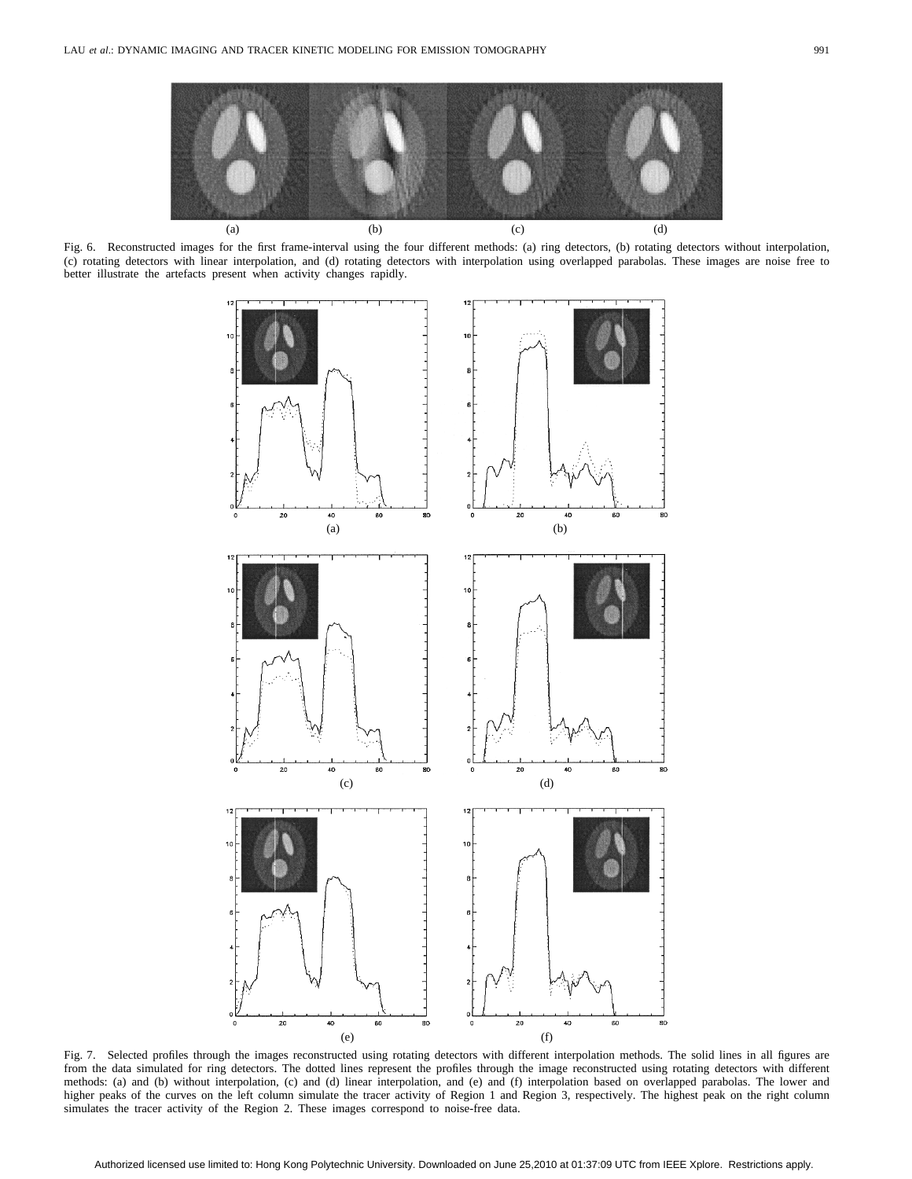Fig. 6. Reconstructed images for the first frame-interval using the four different methods: (a) ring detectors, (b) rotating detectors without interpolation, (c) rotating detectors with linear interpolation, and (d) rotating detectors with interpolation using overlapped parabolas. These images are noise free to better illustrate the artefacts present when activity changes rapidly.

Fig. 7. Selected profiles through the images reconstructed using rotating detectors with different interpolation methods. The solid lines in all figures are from the data simulated for ring detectors. The dotted lines represent the profiles through the image reconstructed using rotating detectors with different methods: (a) and (b) without interpolation, (c) and (d) linear interpolation, and (e) and (f) interpolation based on overlapped parabolas. The lower and higher peaks of the curves on the left column simulate the tracer activity of Region 1 and Region 3, respectively. The highest peak on the right column simulates the tracer activity of the Region 2. These images correspond to noise-free data.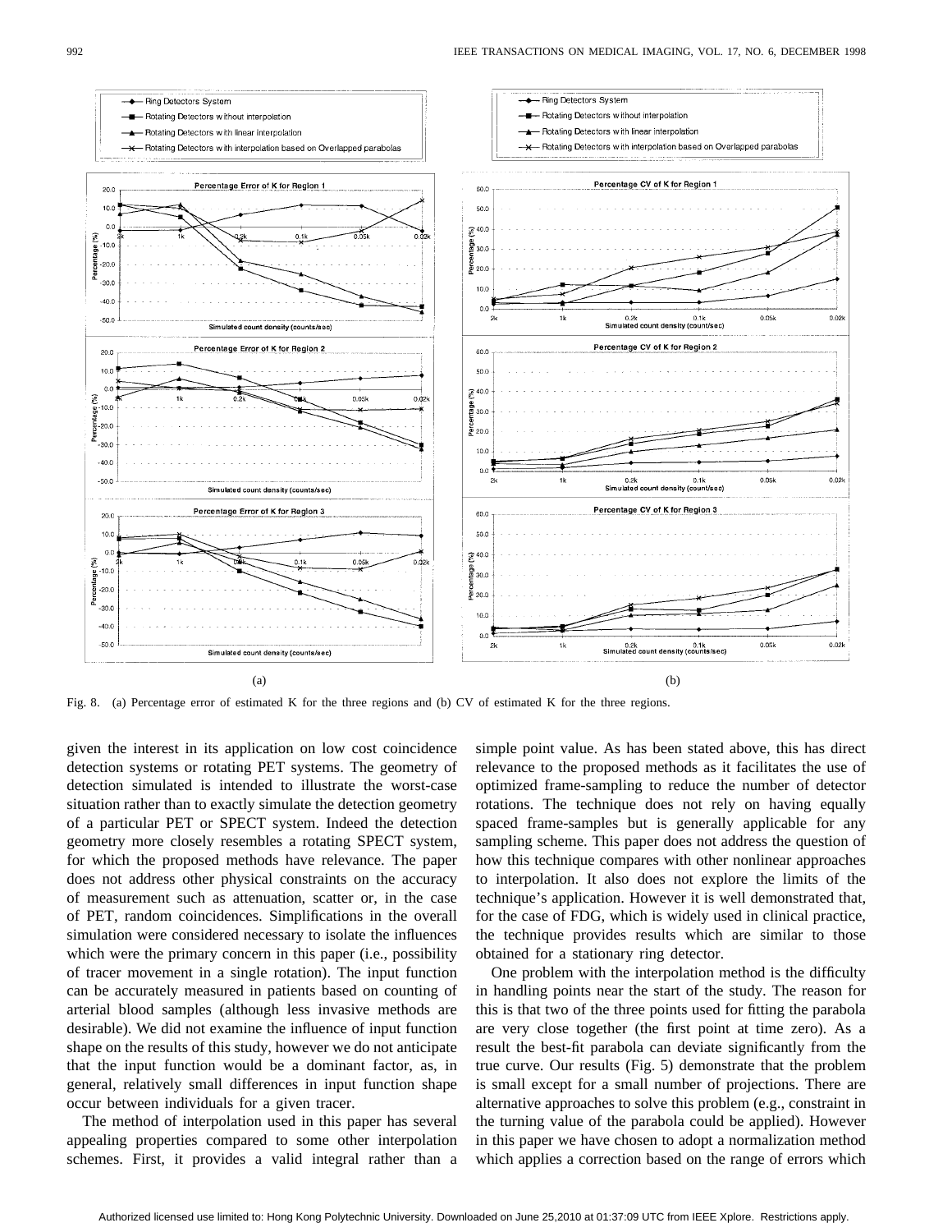Ring Detectors System
Rotating Detectors without interpolation
Rotating Detectors with linear interpolation
Rotating Detectors with interpolation based on Overlapped parabolas

Percentage Error of K for Region 1

Percentage (%)

Simulated count density (counts/sec)

Percentage Error of K for Region 2

Percentage (%)

Simulated count density (counts/sec)

Percentage Error of K for Region 3

Percentage (%)

Simulated count density (counts/sec)

Ring Detectors System
Rotating Detectors without interpolation
Rotating Detectors with linear interpolation
Rotating Detectors with interpolation based on Overlapped parabolas

Percentage CV of K for Region 1

Percentage (%)

Simulated count density (count/sec)

Percentage CV of K for Region 2

Percentage (%)

Simulated count density (count/sec)

Percentage CV of K for Region 3

Percentage (%)

Simulated count density (counts/sec)

(a) (b)

Fig. 8. (a) Percentage error of estimated K for the three regions and (b) CV of estimated K for the three regions.

given the interest in its application on low cost coincidence detection systems or rotating PET systems. The geometry of detection simulated is intended to illustrate the worst-case situation rather than to exactly simulate the detection geometry of a particular PET or SPECT system. Indeed the detection geometry more closely resembles a rotating SPECT system, for which the proposed methods have relevance. The paper does not address other physical constraints on the accuracy of measurement such as attenuation, scatter or, in the case of PET, random coincidences. Simplifications in the overall simulation were considered necessary to isolate the influences which were the primary concern in this paper (i.e., possibility of tracer movement in a single rotation). The input function can be accurately measured in patients based on counting of arterial blood samples (although less invasive methods are desirable). We did not examine the influence of input function shape on the results of this study, however we do not anticipate that the input function would be a dominant factor, as, in general, relatively small differences in input function shape occur between individuals for a given tracer.

The method of interpolation used in this paper has several appealing properties compared to some other interpolation schemes. First, it provides a valid integral rather than a simple point value. As has been stated above, this has direct relevance to the proposed methods as it facilitates the use of optimized frame-sampling to reduce the number of detector rotations. The technique does not rely on having equally spaced frame-samples but is generally applicable for any sampling scheme. This paper does not address the question of how this technique compares with other nonlinear approaches to interpolation. It also does not explore the limits of the technique's application. However it is well demonstrated that, for the case of FDG, which is widely used in clinical practice, the technique provides results which are similar to those obtained for a stationary ring detector.

One problem with the interpolation method is the difficulty in handling points near the start of the study. The reason for this is that two of the three points used for fitting the parabola are very close together (the first point at time zero). As a result the best-fit parabola can deviate significantly from the true curve. Our results (Fig. 5) demonstrate that the problem is small except for a small number of projections. There are alternative approaches to solve this problem (e.g., constraint in the turning value of the parabola could be applied). However in this paper we have chosen to adopt a normalization method which applies a correction based on the range of errors which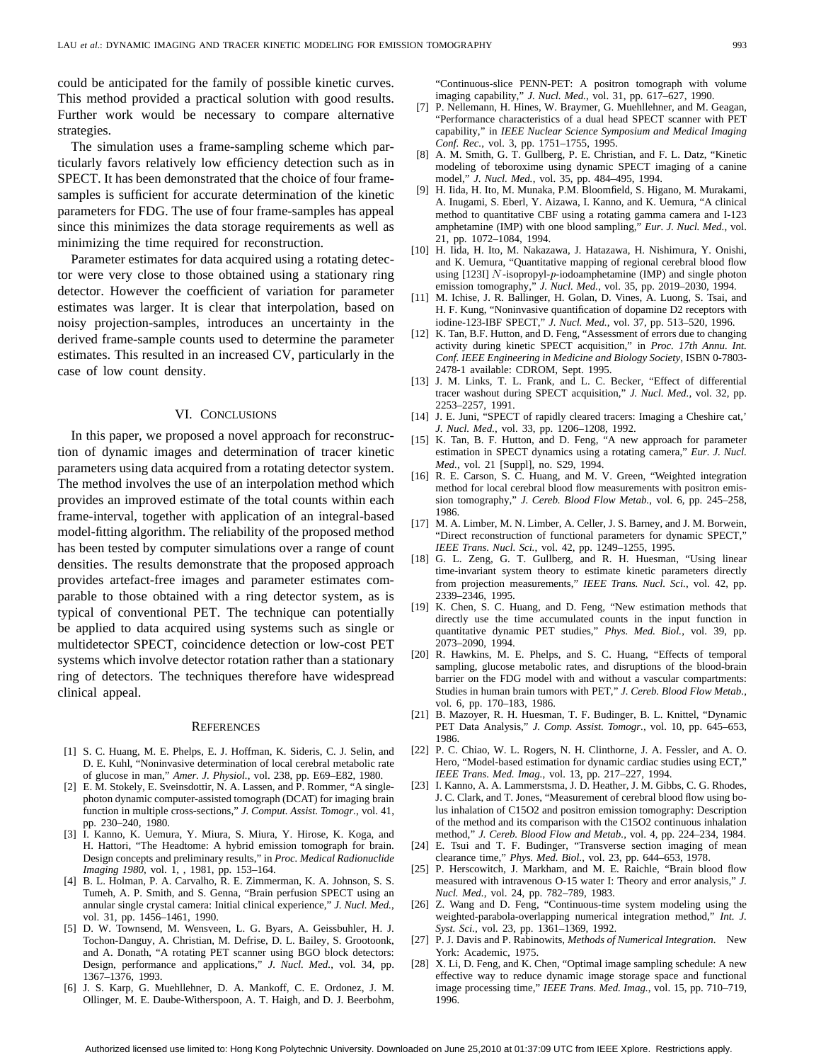could be anticipated for the family of possible kinetic curves. This method provided a practical solution with good results. Further work would be necessary to compare alternative strategies.

The simulation uses a frame-sampling scheme which particularly favors relatively low efficiency detection such as in SPECT. It has been demonstrated that the choice of four frame-samples is sufficient for accurate determination of the kinetic parameters for FDG. The use of four frame-samples has appeal since this minimizes the data storage requirements as well as minimizing the time required for reconstruction.

Parameter estimates for data acquired using a rotating detector were very close to those obtained using a stationary ring detector. However the coefficient of variation for parameter estimates was larger. It is clear that interpolation, based on noisy projection-samples, introduces an uncertainty in the derived frame-sample counts used to determine the parameter estimates. This resulted in an increased CV, particularly in the case of low count density.

## VI. Conclusions

In this paper, we proposed a novel approach for reconstruction of dynamic images and determination of tracer kinetic parameters using data acquired from a rotating detector system. The method involves the use of an interpolation method which provides an improved estimate of the total counts within each frame-interval, together with application of an integral-based model-fitting algorithm. The reliability of the proposed method has been tested by computer simulations over a range of count densities. The results demonstrate that the proposed approach provides artefact-free images and parameter estimates comparable to those obtained with a ring detector system, as is typical of conventional PET. The technique can potentially be applied to data acquired using systems such as single or multidetector SPECT, coincidence detection or low-cost PET systems which involve detector rotation rather than a stationary ring of detectors. The techniques therefore have widespread clinical appeal.

## References

[1] S. C. Huang, M. E. Phelps, E. J. Hoffman, K. Sideris, C. J. Selin, and D. E. Kuhl, "Noninvasive determination of local cerebral metabolic rate of glucose in man," *Amer. J. Physiol.*, vol. 238, pp. E69–E82, 1980.

[2] E. M. Stokely, E. Sveinsdottir, N. A. Lassen, and P. Rommer, "A single-photon dynamic computer-assisted tomograph (DCAT) for imaging brain function in multiple cross-sections," *J. Comput. Assist. Tomogr.*, vol. 41, pp. 230–240, 1980.

[3] I. Kanno, K. Uemura, Y. Miura, S. Miura, Y. Hirose, K. Koga, and H. Hattori, "The Headtome: A hybrid emission tomograph for brain. Design concepts and preliminary results," in *Proc. Medical Radionuclide Imaging 1980*, vol. 1, , 1981, pp. 153–164.

[4] B. L. Holman, P. A. Carvalho, R. E. Zimmerman, K. A. Johnson, S. S. Tumeh, A. P. Smith, and S. Genna, "Brain perfusion SPECT using an annular single crystal camera: Initial clinical experience," *J. Nucl. Med.*, vol. 31, pp. 1456–1461, 1990.

[5] D. W. Townsend, M. Wensveen, L. G. Byars, A. Geissbuhler, H. J. Tochon-Danguy, A. Christian, M. Defrise, D. L. Bailey, S. Grootoonk, and A. Donath, "A rotating PET scanner using BGO block detectors: Design, performance and applications," *J. Nucl. Med.*, vol. 34, pp. 1367–1376, 1993.

[6] J. S. Karp, G. Muehllehner, D. A. Mankoff, C. E. Ordonez, J. M. Ollinger, M. E. Daube-Witherspoon, A. T. Haigh, and D. J. Beerbohm, "Continuous-slice PENN-PET: A positron tomograph with volume imaging capability," *J. Nucl. Med.*, vol. 31, pp. 617–627, 1990.

[7] P. Nellemann, H. Hines, W. Braymer, G. Muehllehner, and M. Geagan, "Performance characteristics of a dual head SPECT scanner with PET capability," in *IEEE Nuclear Science Symposium and Medical Imaging Conf. Rec.*, vol. 3, pp. 1751–1755, 1995.

[8] A. M. Smith, G. T. Gullberg, P. E. Christian, and F. L. Datz, "Kinetic modeling of teboroxime using dynamic SPECT imaging of a canine model," *J. Nucl. Med.*, vol. 35, pp. 484–495, 1994.

[9] H. Iida, H. Ito, M. Munaka, P.M. Bloomfield, S. Higano, M. Murakami, A. Inugami, S. Eberl, Y. Aizawa, I. Kanno, and K. Uemura, "A clinical method to quantitative CBF using a rotating gamma camera and I-123 amphetamine (IMP) with one blood sampling," *Eur. J. Nucl. Med.*, vol. 21, pp. 1072–1084, 1994.

[10] H. Iida, H. Ito, M. Nakazawa, J. Hatazawa, H. Nishimura, Y. Onishi, and K. Uemura, "Quantitative mapping of regional cerebral blood flow using [123I] $N$-isopropyl-$p$-iodoamphetamine (IMP) and single photon emission tomography," *J. Nucl. Med.*, vol. 35, pp. 2019–2030, 1994.

[11] M. Ichise, J. R. Ballinger, H. Golan, D. Vines, A. Luong, S. Tsai, and H. F. Kung, "Noninvasive quantification of dopamine D2 receptors with iodine-123-IBF SPECT," *J. Nucl. Med.*, vol. 37, pp. 513–520, 1996.

[12] K. Tan, B.F. Hutton, and D. Feng, "Assessment of errors due to changing activity during kinetic SPECT acquisition," in *Proc. 17th Annu. Int. Conf. IEEE Engineering in Medicine and Biology Society*, ISBN 0-7803-2478-1 available: CDROM, Sept. 1995.

[13] J. M. Links, T. L. Frank, and L. C. Becker, "Effect of differential tracer washout during SPECT acquisition," *J. Nucl. Med.*, vol. 32, pp. 2253–2257, 1991.

[14] J. E. Juni, "SPECT of rapidly cleared tracers: Imaging a Cheshire cat,' *J. Nucl. Med.*, vol. 33, pp. 1206–1208, 1992.

[15] K. Tan, B. F. Hutton, and D. Feng, "A new approach for parameter estimation in SPECT dynamics using a rotating camera," *Eur. J. Nucl. Med.*, vol. 21 [Suppl], no. S29, 1994.

[16] R. E. Carson, S. C. Huang, and M. V. Green, "Weighted integration method for local cerebral blood flow measurements with positron emission tomography," *J. Cereb. Blood Flow Metab.*, vol. 6, pp. 245–258, 1986.

[17] M. A. Limber, M. N. Limber, A. Celler, J. S. Barney, and J. M. Borwein, "Direct reconstruction of functional parameters for dynamic SPECT," *IEEE Trans. Nucl. Sci.*, vol. 42, pp. 1249–1255, 1995.

[18] G. L. Zeng, G. T. Gullberg, and R. H. Huesman, "Using linear time-invariant system theory to estimate kinetic parameters directly from projection measurements," *IEEE Trans. Nucl. Sci.*, vol. 42, pp. 2339–2346, 1995.

[19] K. Chen, S. C. Huang, and D. Feng, "New estimation methods that directly use the time accumulated counts in the input function in quantitative dynamic PET studies," *Phys. Med. Biol.*, vol. 39, pp. 2073–2090, 1994.

[20] R. Hawkins, M. E. Phelps, and S. C. Huang, "Effects of temporal sampling, glucose metabolic rates, and disruptions of the blood-brain barrier on the FDG model with and without a vascular compartments: Studies in human brain tumors with PET," *J. Cereb. Blood Flow Metab.*, vol. 6, pp. 170–183, 1986.

[21] B. Mazoyer, R. H. Huesman, T. F. Budinger, B. L. Knittel, "Dynamic PET Data Analysis," *J. Comp. Assist. Tomogr.*, vol. 10, pp. 645–653, 1986.

[22] P. C. Chiao, W. L. Rogers, N. H. Clinthorne, J. A. Fessler, and A. O. Hero, "Model-based estimation for dynamic cardiac studies using ECT," *IEEE Trans. Med. Imag.*, vol. 13, pp. 217–227, 1994.

[23] I. Kanno, A. A. Lammerstsma, J. D. Heather, J. M. Gibbs, C. G. Rhodes, J. C. Clark, and T. Jones, "Measurement of cerebral blood flow using bolus inhalation of C15O2 and positron emission tomography: Description of the method and its comparison with the C15O2 continuous inhalation method," *J. Cereb. Blood Flow and Metab.*, vol. 4, pp. 224–234, 1984.

[24] E. Tsui and T. F. Budinger, "Transverse section imaging of mean clearance time," *Phys. Med. Biol.*, vol. 23, pp. 644–653, 1978.

[25] P. Herscowitch, J. Markham, and M. E. Raichle, "Brain blood flow measured with intravenous O-15 water I: Theory and error analysis," *J. Nucl. Med.*, vol. 24, pp. 782–789, 1983.

[26] Z. Wang and D. Feng, "Continuous-time system modeling using the weighted-parabola-overlapping numerical integration method," *Int. J. Syst. Sci.*, vol. 23, pp. 1361–1369, 1992.

[27] P. J. Davis and P. Rabinowits, *Methods of Numerical Integration*. New York: Academic, 1975.

[28] X. Li, D. Feng, and K. Chen, "Optimal image sampling schedule: A new effective way to reduce dynamic image storage space and functional image processing time," *IEEE Trans. Med. Imag.*, vol. 15, pp. 710–719, 1996.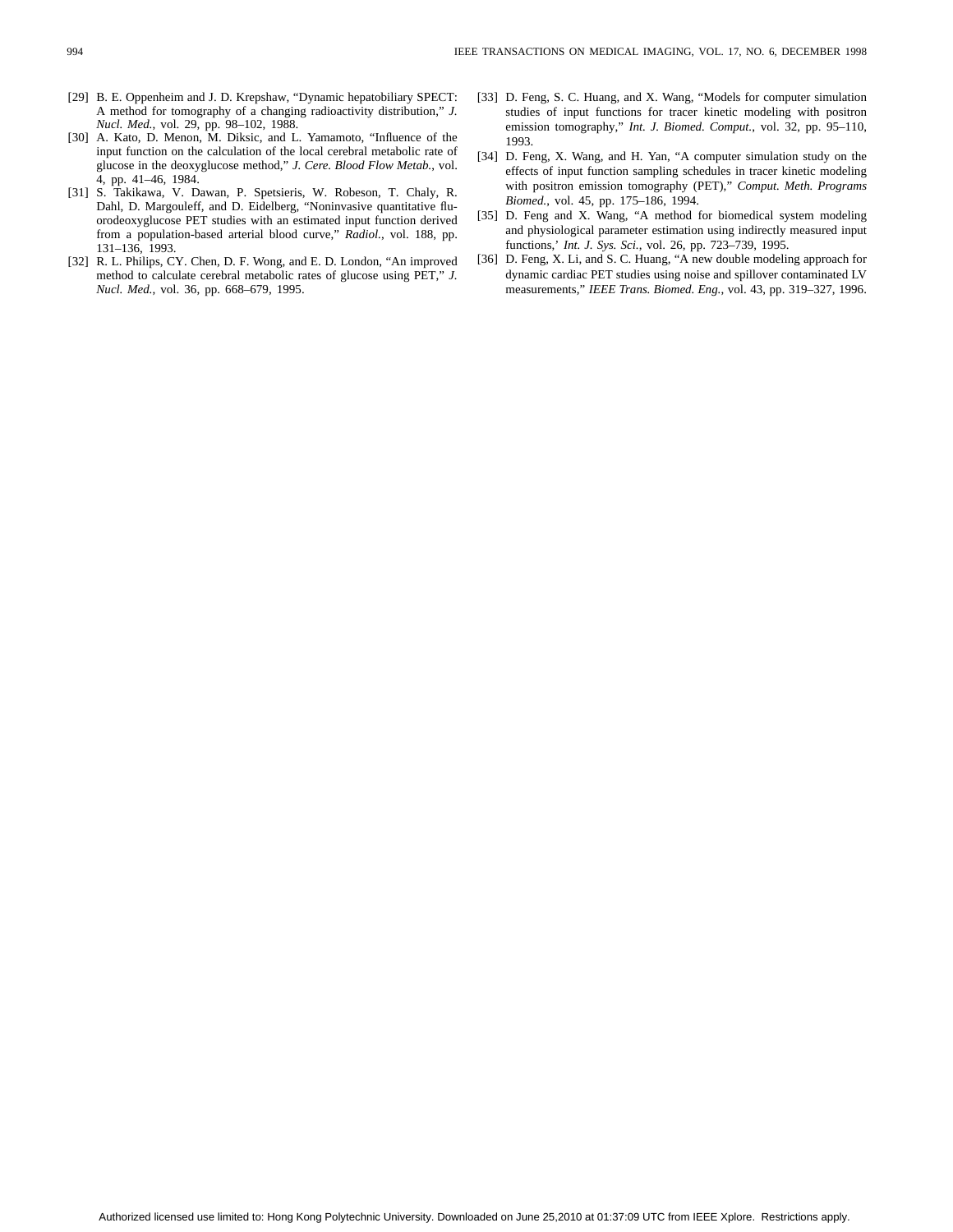[29] B. E. Oppenheim and J. D. Krepshaw, "Dynamic hepatobiliary SPECT: A method for tomography of a changing radioactivity distribution," *J. Nucl. Med.*, vol. 29, pp. 98–102, 1988.

[30] A. Kato, D. Menon, M. Diksic, and L. Yamamoto, "Influence of the input function on the calculation of the local cerebral metabolic rate of glucose in the deoxyglucose method," *J. Cere. Blood Flow Metab.*, vol. 4, pp. 41–46, 1984.

[31] S. Takikawa, V. Dawan, P. Spetsieris, W. Robeson, T. Chaly, R. Dahl, D. Margouleff, and D. Eidelberg, "Noninvasive quantitative fluorodeoxyglucose PET studies with an estimated input function derived from a population-based arterial blood curve," *Radiol.*, vol. 188, pp. 131–136, 1993.

[32] R. L. Philips, CY. Chen, D. F. Wong, and E. D. London, "An improved method to calculate cerebral metabolic rates of glucose using PET," *J. Nucl. Med.*, vol. 36, pp. 668–679, 1995.

[33] D. Feng, S. C. Huang, and X. Wang, "Models for computer simulation studies of input functions for tracer kinetic modeling with positron emission tomography," *Int. J. Biomed. Comput.*, vol. 32, pp. 95–110, 1993.

[34] D. Feng, X. Wang, and H. Yan, "A computer simulation study on the effects of input function sampling schedules in tracer kinetic modeling with positron emission tomography (PET)," *Comput. Meth. Programs Biomed.*, vol. 45, pp. 175–186, 1994.

[35] D. Feng and X. Wang, "A method for biomedical system modeling and physiological parameter estimation using indirectly measured input functions,' *Int. J. Sys. Sci.*, vol. 26, pp. 723–739, 1995.

[36] D. Feng, X. Li, and S. C. Huang, "A new double modeling approach for dynamic cardiac PET studies using noise and spillover contaminated LV measurements," *IEEE Trans. Biomed. Eng.*, vol. 43, pp. 319–327, 1996.